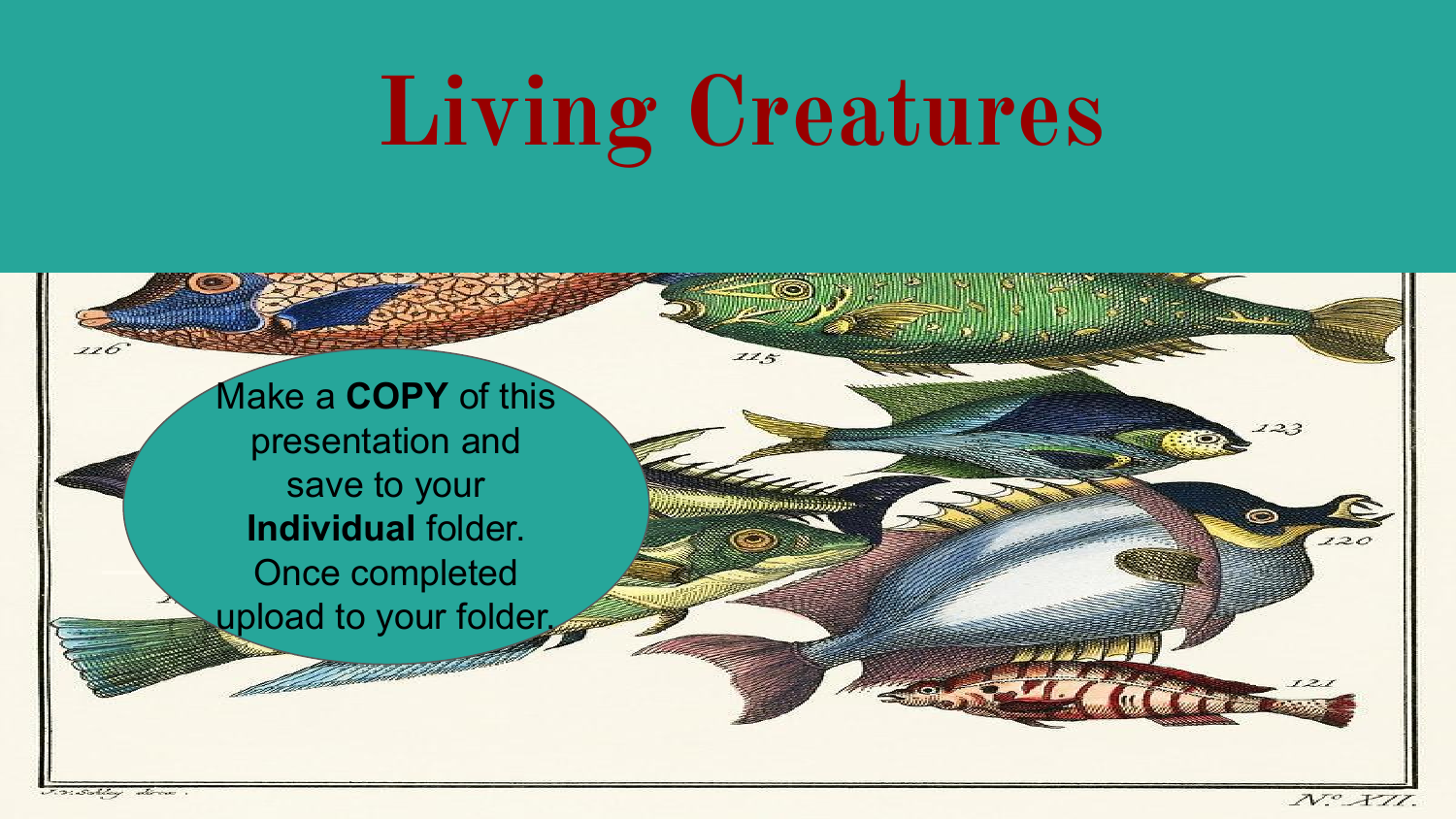# Living Creatures

Make a **COPY** of this presentation and save to your **Individual** folder. Once completed upload to your folder.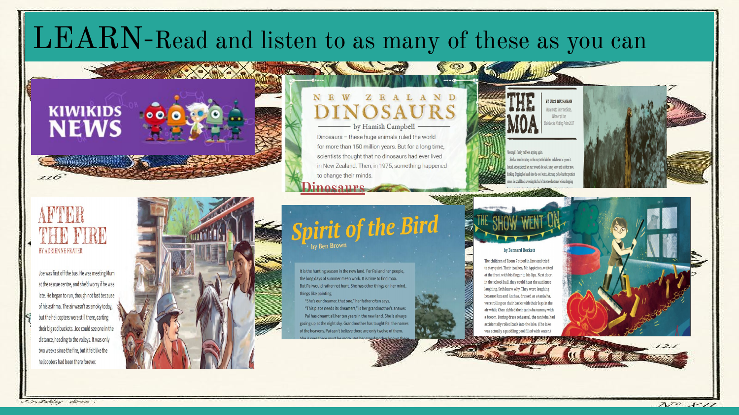# LEARN-Read and listen to as many of these as you can

KIWIKIDS NEWS

NEW ZEALAND DINOSAURS

by Hamish Campbell

Dinosaurs – these huge animals ruled the world for more than 150 million years. But for a long time, scientists thought that no dinosaurs had ever lived in New Zealand. Then, in 1975, something happened to change their minds.

Dinosaurs

THE MOA

BY LUCY BUCHANAN

Waimata Intermediate, Winner of the Elsie Locke Writing Prize 2017

AFTER THE FIRE

BY ADRIENNE FRATER

Joe was first off the bus. He was meeting Mum at the rescue centre, and she'd worry if he was late. He began to run, though not fast because of his asthma. The air wasn't as smoky today, but the helicopters were still there, carting their big red buckets. Joe could see one in the distance, heading to the valleys. It was only two weeks since the fire, but it felt like the helicopters had been there forever.

Spirit of the Bird

by Ben Brown

It is the hunting season in the new land. For Pai and her people, the long days of summer mean work. It is time to find moa. But Pai would rather not hunt. She has other things on her mind, things like painting.

"She's our dreamer, that one," her father often says.

"This place needs its dreamers," is her grandmother's answer.

Pai has dreamt all her ten years in the new land. She is always gazing up at the night sky. Grandmother has taught Pai the names of the heavens. Pai can't believe there are only twelve of them.

THE SHOW WENT ON

by Bernard Beckett

The children of Room 7 stood in line and tried to stay quiet. Their teacher, Mr Appleton, waited at the front with his finger to his lips. Next door, in the school hall, they could hear the audience laughing. Seth knew why. They were laughing because Rex and Anthea, dressed as a taniwha, were rolling on their backs with their legs in the air while Chen tickled their taniwha tummy with a broom. During dress rehearsal, the taniwha had accidentally rolled back into the lake. (The lake was actually a paddling pool filled with water.)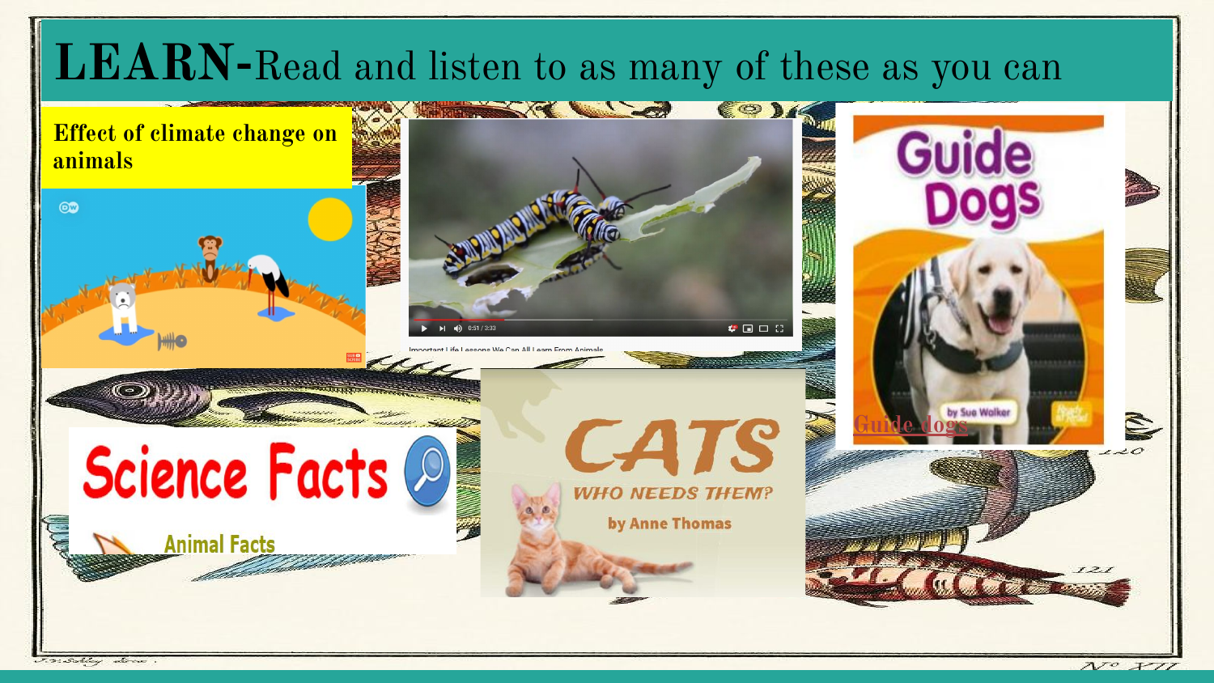# LEARN-Read and listen to as many of these as you can

**Effect of climate change on animals**

Important Life Lessons We Can All Learn From Animals

Guide Dogs

by Sue Walker

Guide dogs

Science Facts

Animal Facts

CATS

WHO NEEDS THEM?

by Anne Thomas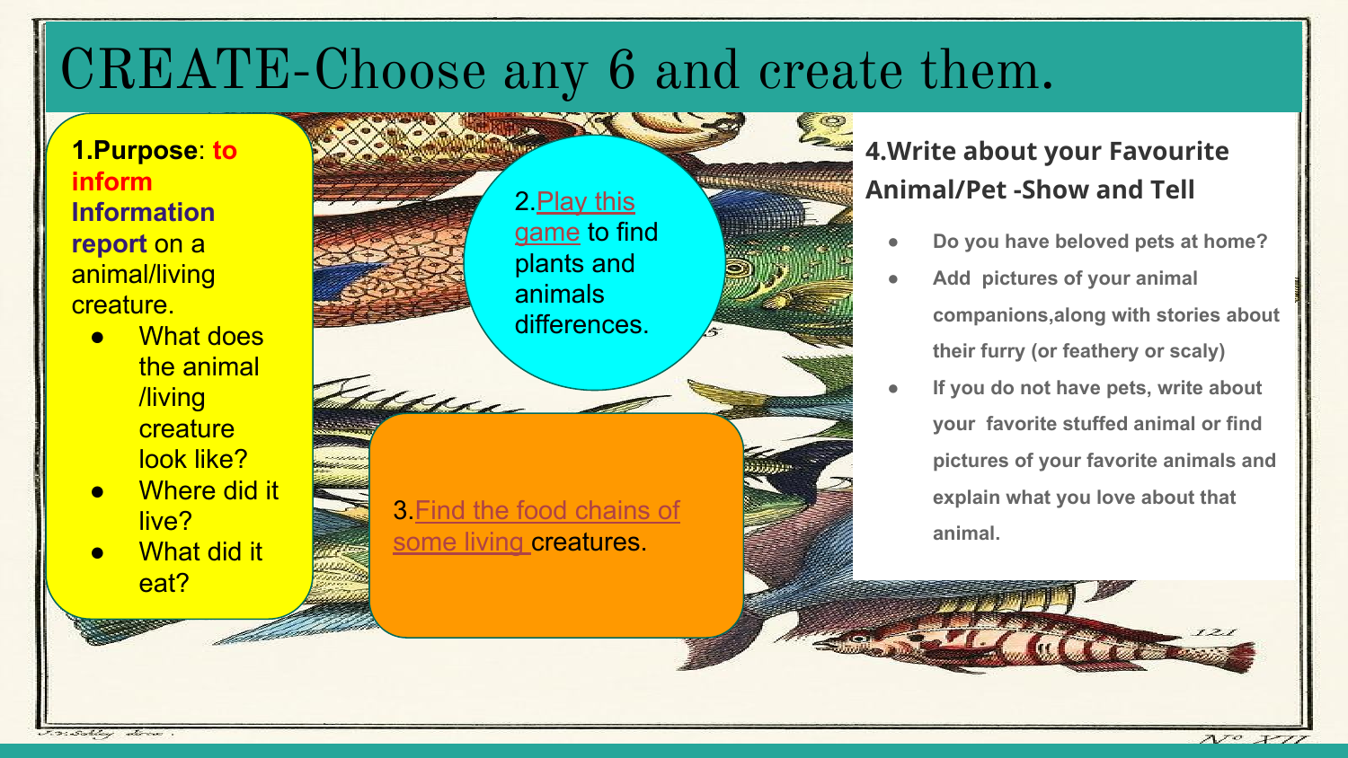# CREATE-Choose any 6 and create them.

**1.Purpose**: **to inform** **Information report** on a animal/living creature.

- What does the animal /living creature look like?
- Where did it live?
- What did it eat?

2.Play this game to find plants and animals differences.

3.Find the food chains of some living creatures.

## 4.Write about your Favourite Animal/Pet -Show and Tell

- **Do you have beloved pets at home?**
- **Add pictures of your animal companions,along with stories about their furry (or feathery or scaly)**
- **If you do not have pets, write about your favorite stuffed animal or find pictures of your favorite animals and explain what you love about that animal.**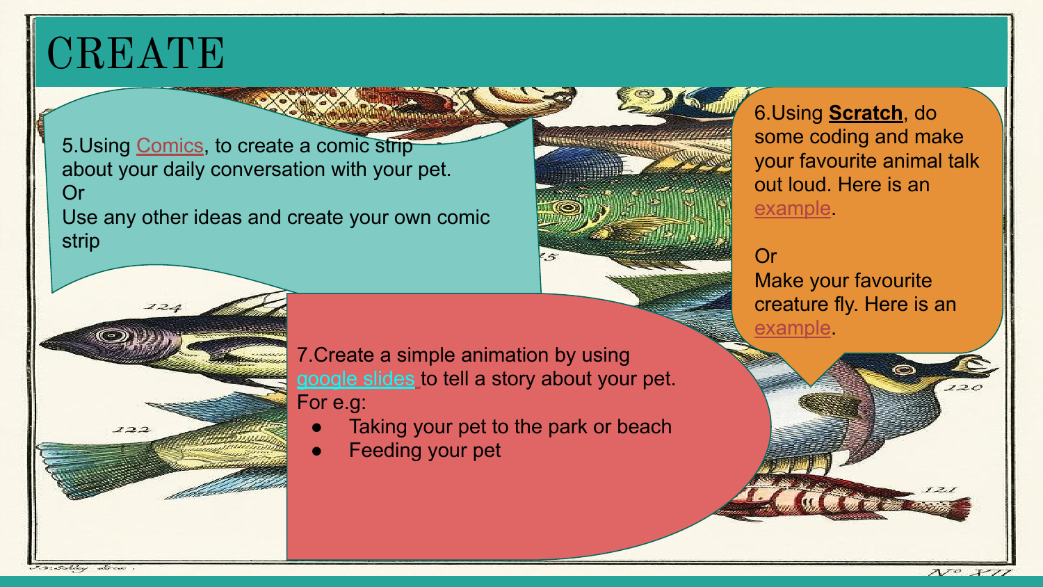# CREATE

5.Using Comics, to create a comic strip about your daily conversation with your pet.
Or
Use any other ideas and create your own comic strip

6.Using **Scratch**, do some coding and make your favourite animal talk out loud. Here is an example.

Or
Make your favourite creature fly. Here is an example.

7.Create a simple animation by using google slides to tell a story about your pet.
For e.g:

- Taking your pet to the park or beach
- Feeding your pet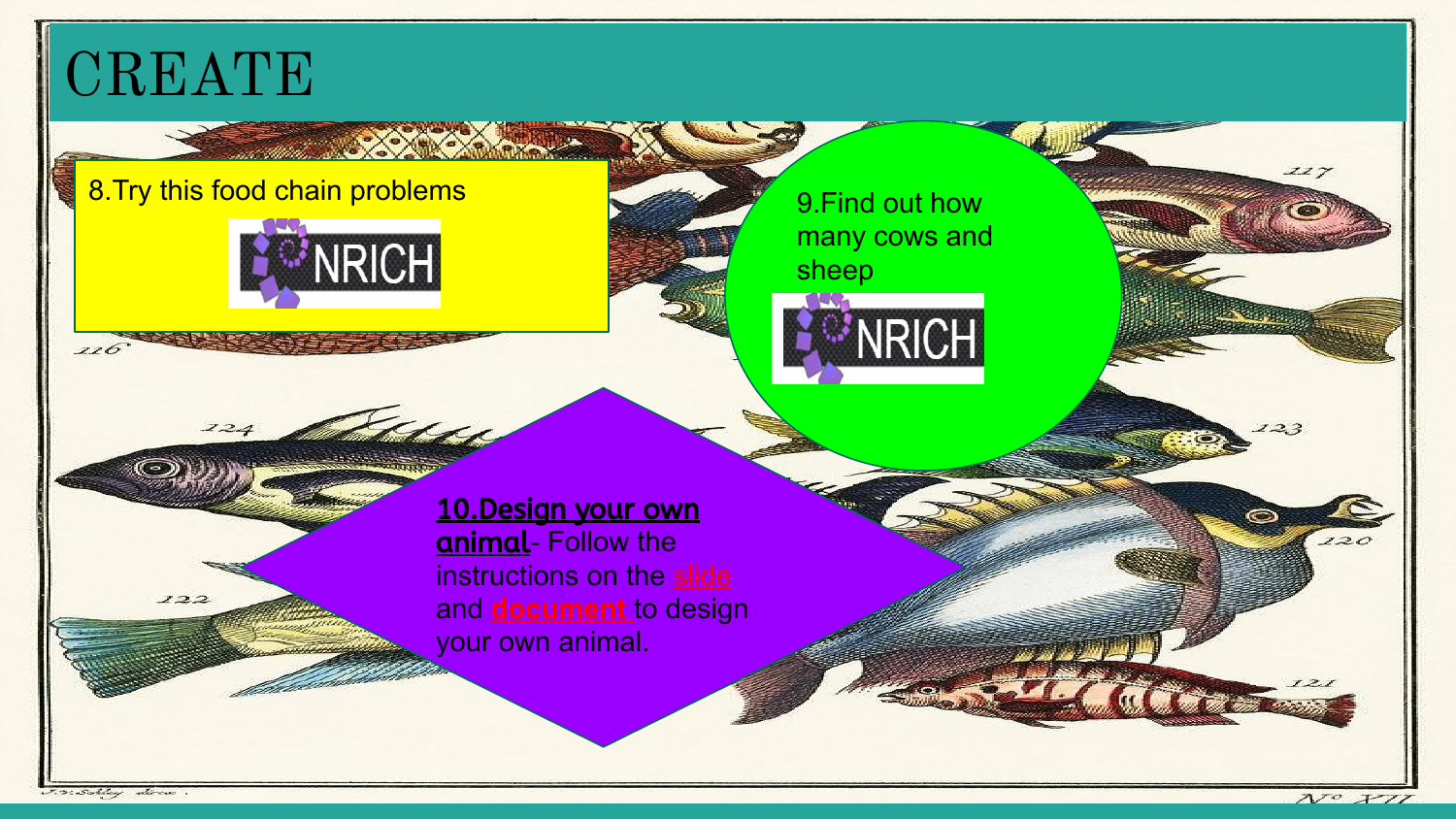# CREATE

8.Try this food chain problems

NRICH

9.Find out how many cows and sheep

NRICH

**10.Design your own animal**- Follow the instructions on the slide and **document** to design your own animal.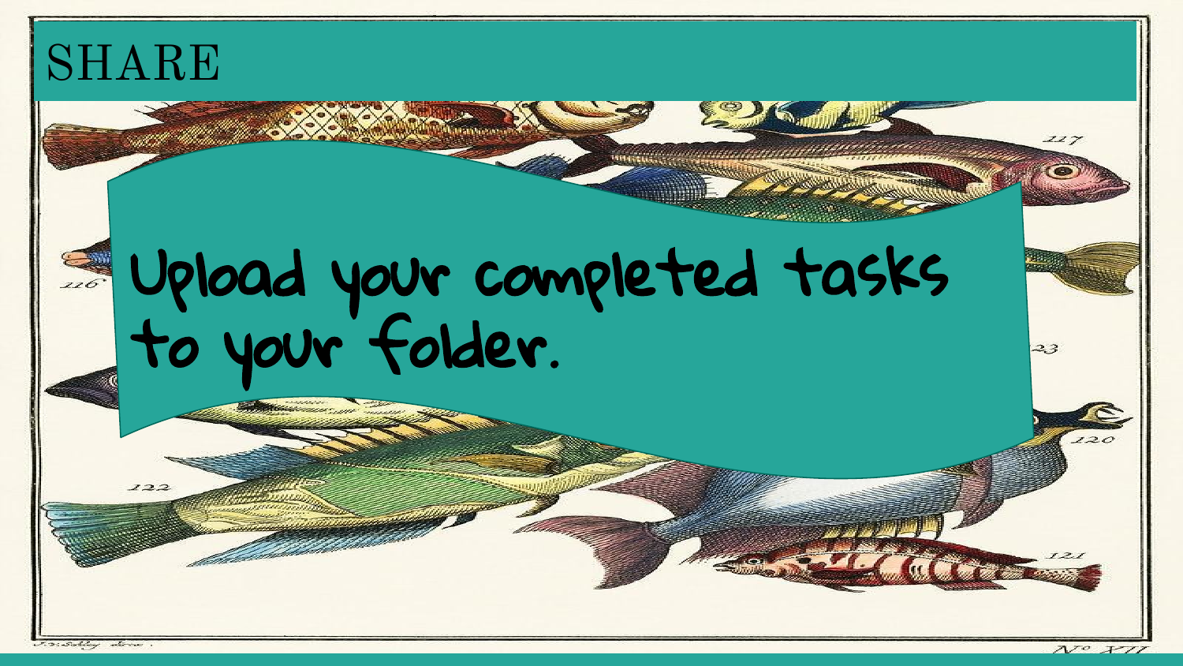# SHARE

Upload your completed tasks to your folder.